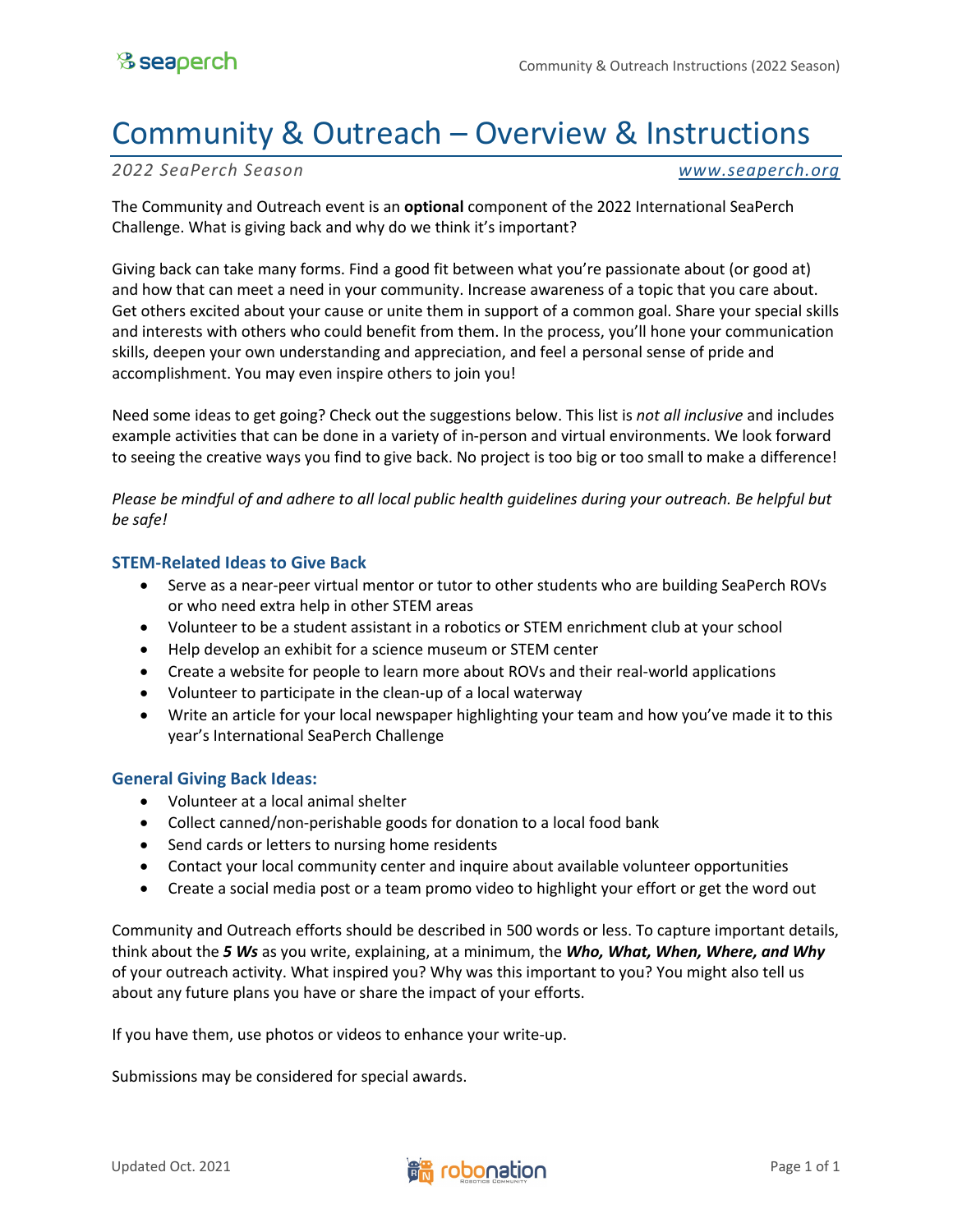# Community & Outreach – Overview & Instructions

*2022 SeaPerch Season* [www.seaperch.org](http://www.seaperch.org)

The Community and Outreach event is an **optional** component of the 2022 International SeaPerch Challenge. What is giving back and why do we think it's important?

Giving back can take many forms. Find a good fit between what you're passionate about (or good at) and how that can meet a need in your community. Increase awareness of a topic that you care about. Get others excited about your cause or unite them in support of a common goal. Share your special skills and interests with others who could benefit from them. In the process, you'll hone your communication skills, deepen your own understanding and appreciation, and feel a personal sense of pride and accomplishment. You may even inspire others to join you!

Need some ideas to get going? Check out the suggestions below. This list is *not all inclusive* and includes example activities that can be done in a variety of in-person and virtual environments. We look forward to seeing the creative ways you find to give back. No project is too big or too small to make a difference!

*Please be mindful of and adhere to all local public health guidelines during your outreach. Be helpful but be safe!*

### STEM-Related Ideas to Give Back

- Serve as a near-peer virtual mentor or tutor to other students who are building SeaPerch ROVs or who need extra help in other STEM areas
- Volunteer to be a student assistant in a robotics or STEM enrichment club at your school
- Help develop an exhibit for a science museum or STEM center
- Create a website for people to learn more about ROVs and their real-world applications
- Volunteer to participate in the clean-up of a local waterway
- Write an article for your local newspaper highlighting your team and how you've made it to this year's International SeaPerch Challenge

### General Giving Back Ideas:

- Volunteer at a local animal shelter
- Collect canned/non-perishable goods for donation to a local food bank
- Send cards or letters to nursing home residents
- Contact your local community center and inquire about available volunteer opportunities
- Create a social media post or a team promo video to highlight your effort or get the word out

Community and Outreach efforts should be described in 500 words or less. To capture important details, think about the ***5 Ws*** as you write, explaining, at a minimum, the ***Who, What, When, Where, and Why*** of your outreach activity. What inspired you? Why was this important to you? You might also tell us about any future plans you have or share the impact of your efforts.

If you have them, use photos or videos to enhance your write-up.

Submissions may be considered for special awards.

Updated Oct. 2021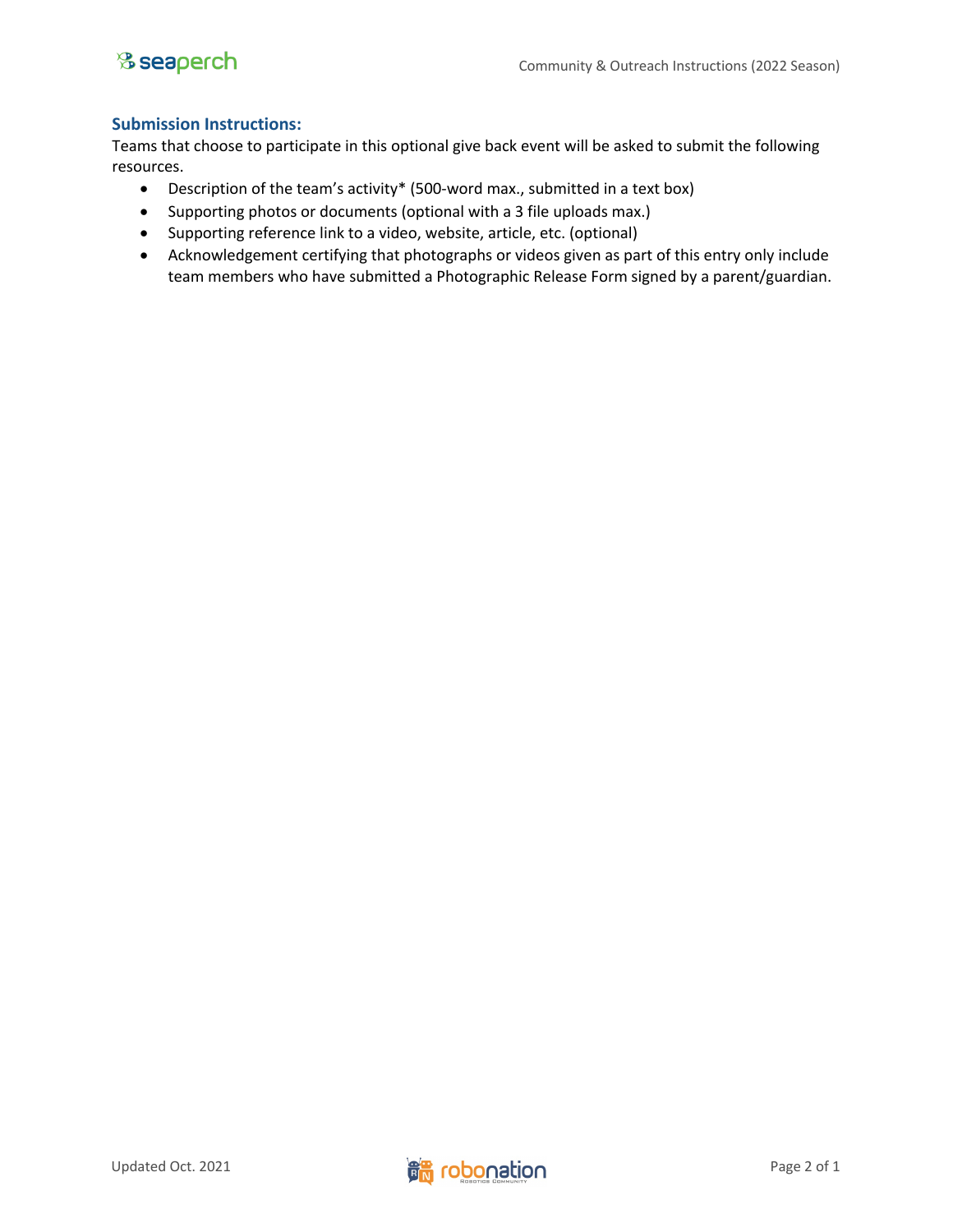### Submission Instructions:

Teams that choose to participate in this optional give back event will be asked to submit the following resources.

- Description of the team's activity* (500-word max., submitted in a text box)
- Supporting photos or documents (optional with a 3 file uploads max.)
- Supporting reference link to a video, website, article, etc. (optional)
- Acknowledgement certifying that photographs or videos given as part of this entry only include team members who have submitted a Photographic Release Form signed by a parent/guardian.